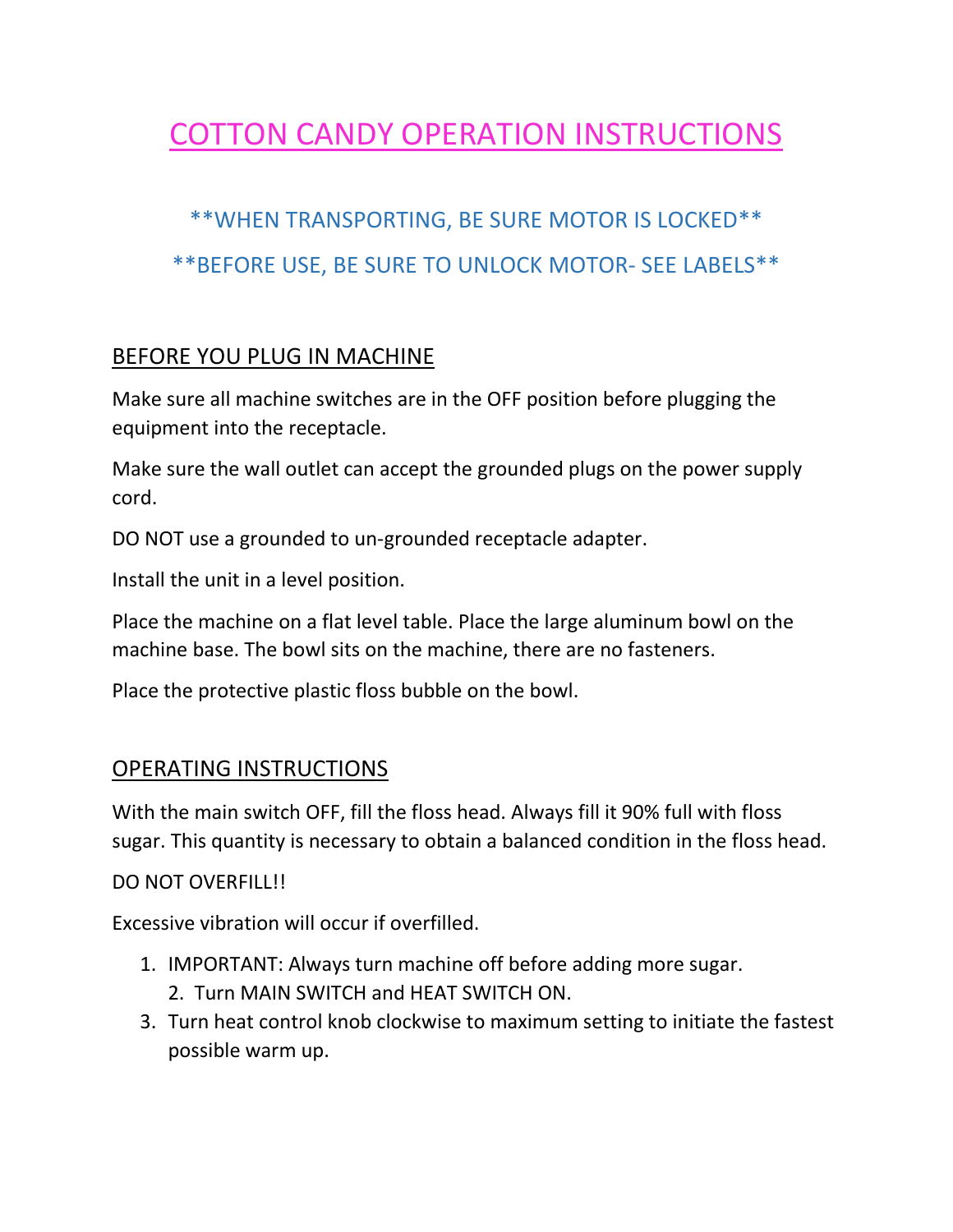# COTTON CANDY OPERATION INSTRUCTIONS

**WHEN TRANSPORTING, BE SURE MOTOR IS LOCKED**

**BEFORE USE, BE SURE TO UNLOCK MOTOR- SEE LABELS**

## BEFORE YOU PLUG IN MACHINE

Make sure all machine switches are in the OFF position before plugging the equipment into the receptacle.

Make sure the wall outlet can accept the grounded plugs on the power supply cord.

DO NOT use a grounded to un-grounded receptacle adapter.

Install the unit in a level position.

Place the machine on a flat level table. Place the large aluminum bowl on the machine base. The bowl sits on the machine, there are no fasteners.

Place the protective plastic floss bubble on the bowl.

## OPERATING INSTRUCTIONS

With the main switch OFF, fill the floss head. Always fill it 90% full with floss sugar. This quantity is necessary to obtain a balanced condition in the floss head.

DO NOT OVERFILL!!

Excessive vibration will occur if overfilled.

1. IMPORTANT: Always turn machine off before adding more sugar.
2. Turn MAIN SWITCH and HEAT SWITCH ON.
3. Turn heat control knob clockwise to maximum setting to initiate the fastest possible warm up.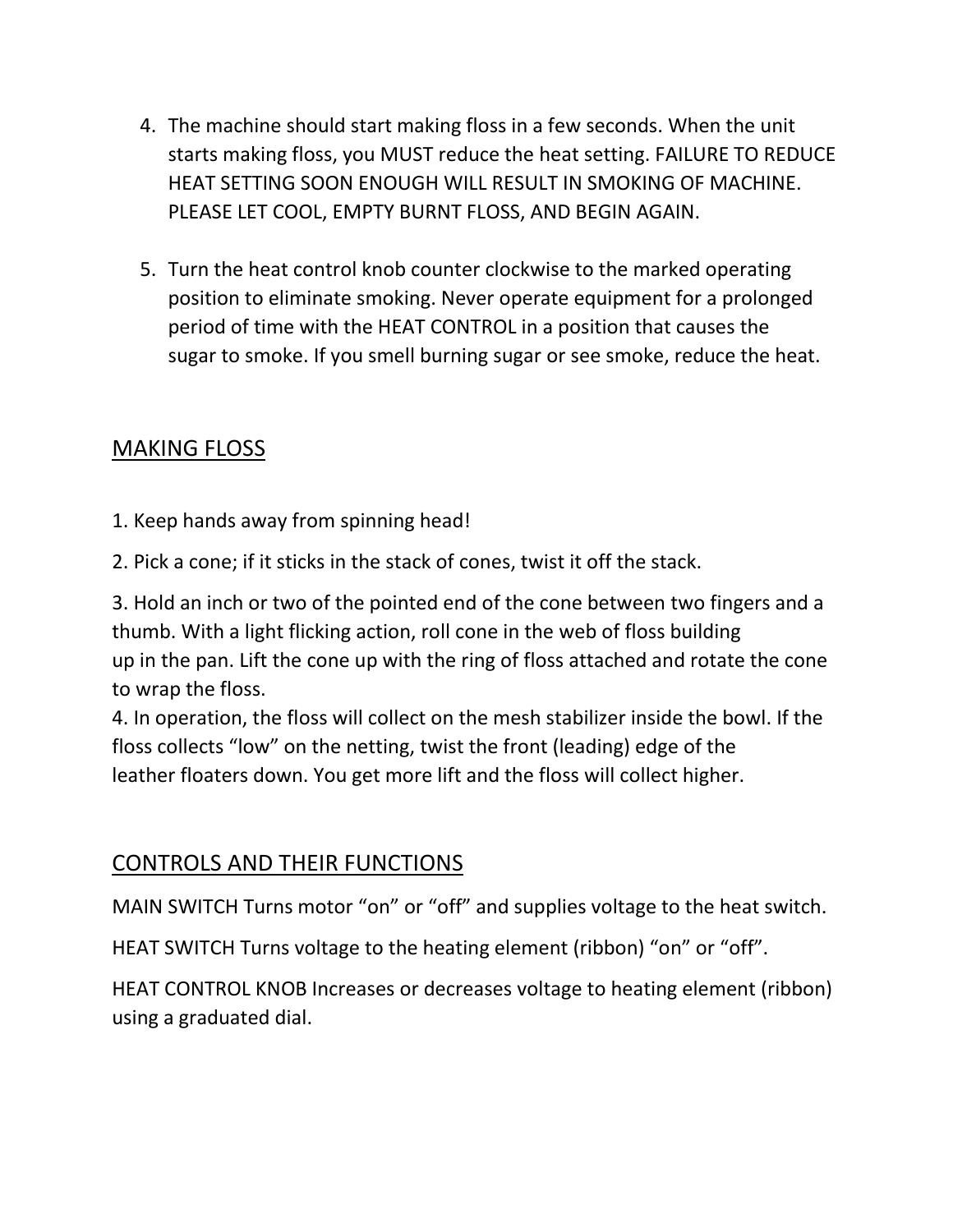4. The machine should start making floss in a few seconds. When the unit starts making floss, you MUST reduce the heat setting. FAILURE TO REDUCE HEAT SETTING SOON ENOUGH WILL RESULT IN SMOKING OF MACHINE. PLEASE LET COOL, EMPTY BURNT FLOSS, AND BEGIN AGAIN.

5. Turn the heat control knob counter clockwise to the marked operating position to eliminate smoking. Never operate equipment for a prolonged period of time with the HEAT CONTROL in a position that causes the sugar to smoke. If you smell burning sugar or see smoke, reduce the heat.

## MAKING FLOSS

1. Keep hands away from spinning head!

2. Pick a cone; if it sticks in the stack of cones, twist it off the stack.

3. Hold an inch or two of the pointed end of the cone between two fingers and a thumb. With a light flicking action, roll cone in the web of floss building up in the pan. Lift the cone up with the ring of floss attached and rotate the cone to wrap the floss.

4. In operation, the floss will collect on the mesh stabilizer inside the bowl. If the floss collects "low" on the netting, twist the front (leading) edge of the leather floaters down. You get more lift and the floss will collect higher.

## CONTROLS AND THEIR FUNCTIONS

MAIN SWITCH Turns motor "on" or "off" and supplies voltage to the heat switch.

HEAT SWITCH Turns voltage to the heating element (ribbon) "on" or "off".

HEAT CONTROL KNOB Increases or decreases voltage to heating element (ribbon) using a graduated dial.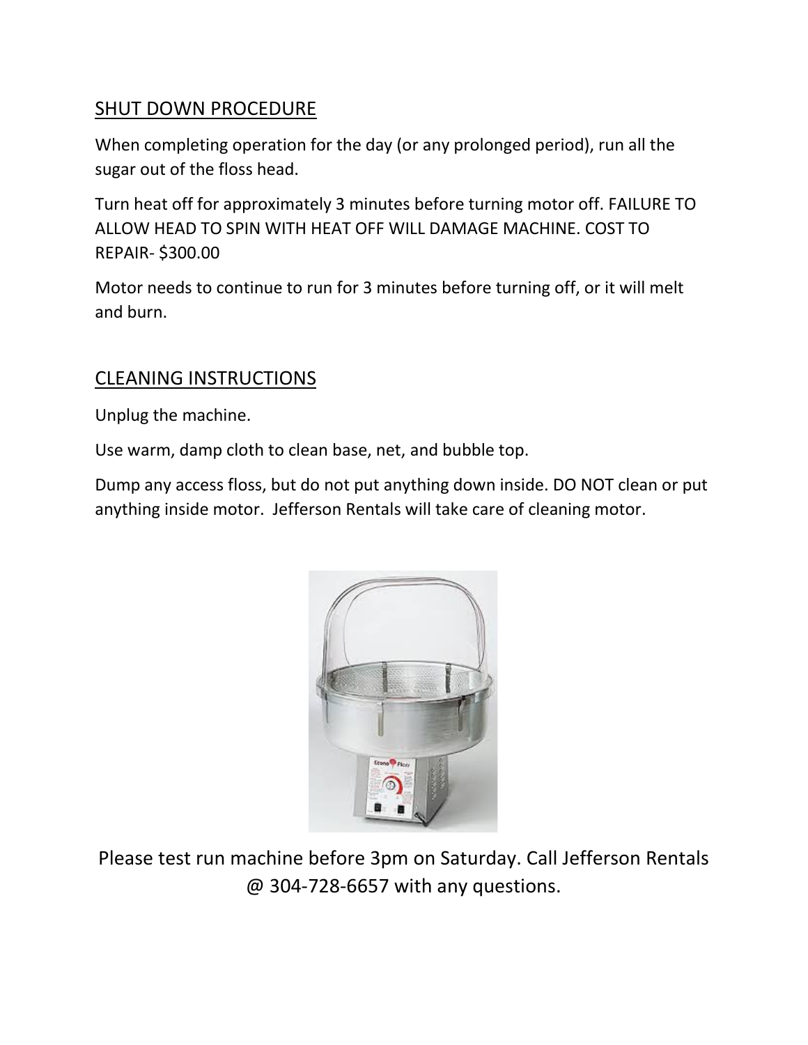## SHUT DOWN PROCEDURE

When completing operation for the day (or any prolonged period), run all the sugar out of the floss head.

Turn heat off for approximately 3 minutes before turning motor off. FAILURE TO ALLOW HEAD TO SPIN WITH HEAT OFF WILL DAMAGE MACHINE. COST TO REPAIR- $300.00

Motor needs to continue to run for 3 minutes before turning off, or it will melt and burn.

## CLEANING INSTRUCTIONS

Unplug the machine.

Use warm, damp cloth to clean base, net, and bubble top.

Dump any access floss, but do not put anything down inside. DO NOT clean or put anything inside motor. Jefferson Rentals will take care of cleaning motor.

Please test run machine before 3pm on Saturday. Call Jefferson Rentals @ 304-728-6657 with any questions.